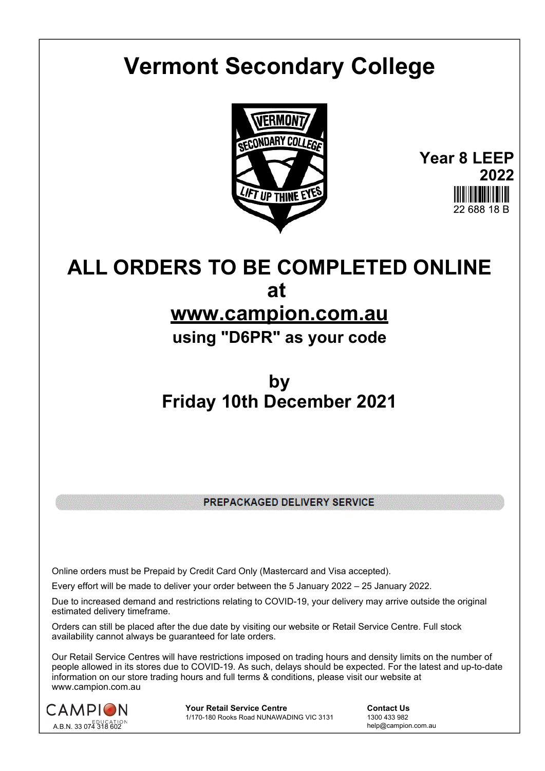# Vermont Secondary College

**Year 8 LEEP 2022**

22 688 18 B

# ALL ORDERS TO BE COMPLETED ONLINE at [www.campion.com.au](http://www.campion.com.au)

## using "D6PR" as your code

# by Friday 10th December 2021

**PREPACKAGED DELIVERY SERVICE**

Online orders must be Prepaid by Credit Card Only (Mastercard and Visa accepted).

Every effort will be made to deliver your order between the 5 January 2022 – 25 January 2022.

Due to increased demand and restrictions relating to COVID-19, your delivery may arrive outside the original estimated delivery timeframe.

Orders can still be placed after the due date by visiting our website or Retail Service Centre. Full stock availability cannot always be guaranteed for late orders.

Our Retail Service Centres will have restrictions imposed on trading hours and density limits on the number of people allowed in its stores due to COVID-19. As such, delays should be expected. For the latest and up-to-date information on our store trading hours and full terms & conditions, please visit our website at www.campion.com.au

CAMPION EDUCATION
A.B.N. 33 074 318 602

**Your Retail Service Centre**
1/170-180 Rooks Road NUNAWADING VIC 3131

**Contact Us**
1300 433 982
help@campion.com.au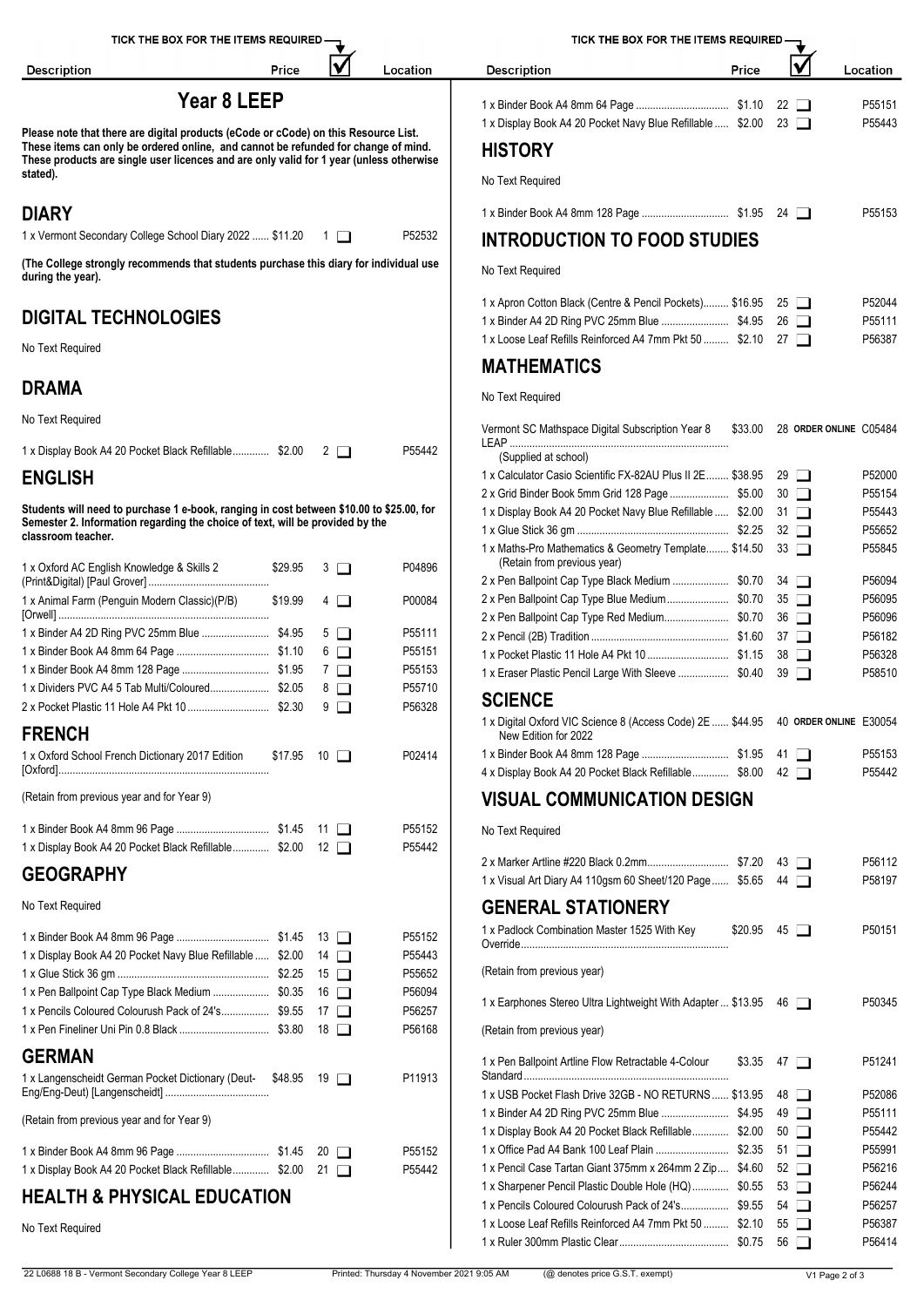# Year 8 LEEP

**Please note that there are digital products (eCode or cCode) on this Resource List. These items can only be ordered online, and cannot be refunded for change of mind. These products are single user licences and are only valid for 1 year (unless otherwise stated).**

## DIARY

| Description | Price | | Location |
|---|---|---|---|
| 1 x Vermont Secondary College School Diary 2022 | $11.20 | 1 ☐ | P52532 |

**(The College strongly recommends that students purchase this diary for individual use during the year).**

## DIGITAL TECHNOLOGIES

No Text Required

## DRAMA

No Text Required

| Description | Price | | Location |
|---|---|---|---|
| 1 x Display Book A4 20 Pocket Black Refillable | $2.00 | 2 ☐ | P55442 |

## ENGLISH

**Students will need to purchase 1 e-book, ranging in cost between $10.00 to $25.00, for Semester 2. Information regarding the choice of text, will be provided by the classroom teacher.**

| Description | Price | | Location |
|---|---|---|---|
| 1 x Oxford AC English Knowledge & Skills 2 (Print&Digital) [Paul Grover] | $29.95 | 3 ☐ | P04896 |
| 1 x Animal Farm (Penguin Modern Classic)(P/B) [Orwell] | $19.99 | 4 ☐ | P00084 |
| 1 x Binder A4 2D Ring PVC 25mm Blue | $4.95 | 5 ☐ | P55111 |
| 1 x Binder Book A4 8mm 64 Page | $1.10 | 6 ☐ | P55151 |
| 1 x Binder Book A4 8mm 128 Page | $1.95 | 7 ☐ | P55153 |
| 1 x Dividers PVC A4 5 Tab Multi/Coloured | $2.05 | 8 ☐ | P55710 |
| 2 x Pocket Plastic 11 Hole A4 Pkt 10 | $2.30 | 9 ☐ | P56328 |

## FRENCH

| Description | Price | | Location |
|---|---|---|---|
| 1 x Oxford School French Dictionary 2017 Edition [Oxford] | $17.95 | 10 ☐ | P02414 |

(Retain from previous year and for Year 9)

| Description | Price | | Location |
|---|---|---|---|
| 1 x Binder Book A4 8mm 96 Page | $1.45 | 11 ☐ | P55152 |
| 1 x Display Book A4 20 Pocket Black Refillable | $2.00 | 12 ☐ | P55442 |

## GEOGRAPHY

No Text Required

| Description | Price | | Location |
|---|---|---|---|
| 1 x Binder Book A4 8mm 96 Page | $1.45 | 13 ☐ | P55152 |
| 1 x Display Book A4 20 Pocket Navy Blue Refillable | $2.00 | 14 ☐ | P55443 |
| 1 x Glue Stick 36 gm | $2.25 | 15 ☐ | P55652 |
| 1 x Pen Ballpoint Cap Type Black Medium | $0.35 | 16 ☐ | P56094 |
| 1 x Pencils Coloured Colourush Pack of 24's | $9.55 | 17 ☐ | P56257 |
| 1 x Pen Fineliner Uni Pin 0.8 Black | $3.80 | 18 ☐ | P56168 |

## GERMAN

| Description | Price | | Location |
|---|---|---|---|
| 1 x Langenscheidt German Pocket Dictionary (Deut-Eng/Eng-Deut) [Langenscheidt] | $48.95 | 19 ☐ | P11913 |

(Retain from previous year and for Year 9)

| Description | Price | | Location |
|---|---|---|---|
| 1 x Binder Book A4 8mm 96 Page | $1.45 | 20 ☐ | P55152 |
| 1 x Display Book A4 20 Pocket Black Refillable | $2.00 | 21 ☐ | P55442 |

## HEALTH & PHYSICAL EDUCATION

No Text Required

| Description | Price | | Location |
|---|---|---|---|
| 1 x Binder Book A4 8mm 64 Page | $1.10 | 22 ☐ | P55151 |
| 1 x Display Book A4 20 Pocket Navy Blue Refillable | $2.00 | 23 ☐ | P55443 |

## HISTORY

No Text Required

| Description | Price | | Location |
|---|---|---|---|
| 1 x Binder Book A4 8mm 128 Page | $1.95 | 24 ☐ | P55153 |

## INTRODUCTION TO FOOD STUDIES

No Text Required

| Description | Price | | Location |
|---|---|---|---|
| 1 x Apron Cotton Black (Centre & Pencil Pockets) | $16.95 | 25 ☐ | P52044 |
| 1 x Binder A4 2D Ring PVC 25mm Blue | $4.95 | 26 ☐ | P55111 |
| 1 x Loose Leaf Refills Reinforced A4 7mm Pkt 50 | $2.10 | 27 ☐ | P56387 |

## MATHEMATICS

No Text Required

| Description | Price | | Location |
|---|---|---|---|
| Vermont SC Mathspace Digital Subscription Year 8 LEAP (Supplied at school) | $33.00 | 28 ORDER ONLINE | C05484 |
| 1 x Calculator Casio Scientific FX-82AU Plus II 2E | $38.95 | 29 ☐ | P52000 |
| 2 x Grid Binder Book 5mm Grid 128 Page | $5.00 | 30 ☐ | P55154 |
| 1 x Display Book A4 20 Pocket Navy Blue Refillable | $2.00 | 31 ☐ | P55443 |
| 1 x Glue Stick 36 gm | $2.25 | 32 ☐ | P55652 |
| 1 x Maths-Pro Mathematics & Geometry Template (Retain from previous year) | $14.50 | 33 ☐ | P55845 |
| 2 x Pen Ballpoint Cap Type Black Medium | $0.70 | 34 ☐ | P56094 |
| 2 x Pen Ballpoint Cap Type Blue Medium | $0.70 | 35 ☐ | P56095 |
| 2 x Pen Ballpoint Cap Type Red Medium | $0.70 | 36 ☐ | P56096 |
| 2 x Pencil (2B) Tradition | $1.60 | 37 ☐ | P56182 |
| 1 x Pocket Plastic 11 Hole A4 Pkt 10 | $1.15 | 38 ☐ | P56328 |
| 1 x Eraser Plastic Pencil Large With Sleeve | $0.40 | 39 ☐ | P58510 |

## SCIENCE

| Description | Price | | Location |
|---|---|---|---|
| 1 x Digital Oxford VIC Science 8 (Access Code) 2E New Edition for 2022 | $44.95 | 40 ORDER ONLINE | E30054 |
| 1 x Binder Book A4 8mm 128 Page | $1.95 | 41 ☐ | P55153 |
| 4 x Display Book A4 20 Pocket Black Refillable | $8.00 | 42 ☐ | P55442 |

## VISUAL COMMUNICATION DESIGN

No Text Required

| Description | Price | | Location |
|---|---|---|---|
| 2 x Marker Artline #220 Black 0.2mm | $7.20 | 43 ☐ | P56112 |
| 1 x Visual Art Diary A4 110gsm 60 Sheet/120 Page | $5.65 | 44 ☐ | P58197 |

## GENERAL STATIONERY

| Description | Price | | Location |
|---|---|---|---|
| 1 x Padlock Combination Master 1525 With Key Override | $20.95 | 45 ☐ | P50151 |

(Retain from previous year)

| Description | Price | | Location |
|---|---|---|---|
| 1 x Earphones Stereo Ultra Lightweight With Adapter | $13.95 | 46 ☐ | P50345 |

(Retain from previous year)

| Description | Price | | Location |
|---|---|---|---|
| 1 x Pen Ballpoint Artline Flow Retractable 4-Colour Standard | $3.35 | 47 ☐ | P51241 |
| 1 x USB Pocket Flash Drive 32GB - NO RETURNS | $13.95 | 48 ☐ | P52086 |
| 1 x Binder A4 2D Ring PVC 25mm Blue | $4.95 | 49 ☐ | P55111 |
| 1 x Display Book A4 20 Pocket Black Refillable | $2.00 | 50 ☐ | P55442 |
| 1 x Office Pad A4 Bank 100 Leaf Plain | $2.35 | 51 ☐ | P55991 |
| 1 x Pencil Case Tartan Giant 375mm x 264mm 2 Zip | $4.60 | 52 ☐ | P56216 |
| 1 x Sharpener Pencil Plastic Double Hole (HQ) | $0.55 | 53 ☐ | P56244 |
| 1 x Pencils Coloured Colourush Pack of 24's | $9.55 | 54 ☐ | P56257 |
| 1 x Loose Leaf Refills Reinforced A4 7mm Pkt 50 | $2.10 | 55 ☐ | P56387 |
| 1 x Ruler 300mm Plastic Clear | $0.75 | 56 ☐ | P56414 |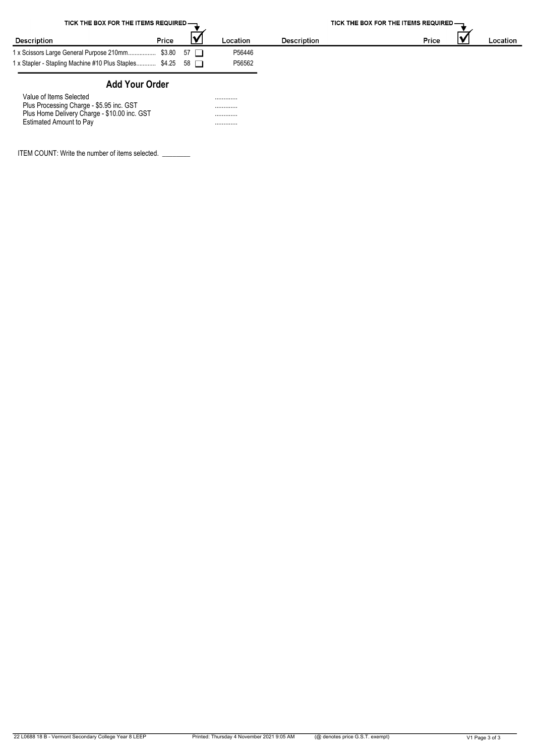TICK THE BOX FOR THE ITEMS REQUIRED

| Description | Price | ☑ | Location |
|---|---|---|---|
| 1 x Scissors Large General Purpose 210mm................. | $3.80 | 57 ❑ | P56446 |
| 1 x Stapler - Stapling Machine #10 Plus Staples............ | $4.25 | 58 ❑ | P56562 |

## Add Your Order

| | |
|---|---|
| Value of Items Selected | ............ |
| Plus Processing Charge - $5.95 inc. GST | ............ |
| Plus Home Delivery Charge - $10.00 inc. GST | ............ |
| Estimated Amount to Pay | ............ |

ITEM COUNT: Write the number of items selected. ________

TICK THE BOX FOR THE ITEMS REQUIRED

| Description | Price | ☑ | Location |
|---|---|---|---|

22 L0688 18 B - Vermont Secondary College Year 8 LEEP

Printed: Thursday 4 November 2021 9:05 AM

(@ denotes price G.S.T. exempt)